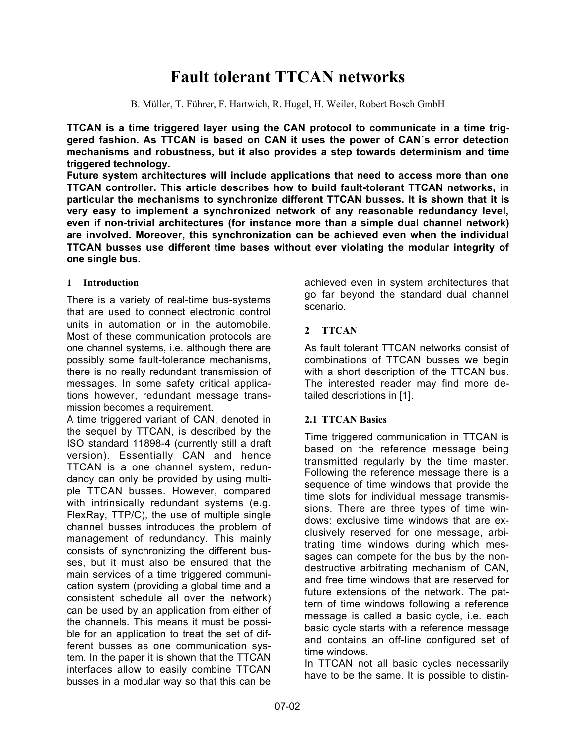# Fault tolerant TTCAN networks

B. Müller, T. Führer, F. Hartwich, R. Hugel, H. Weiler, Robert Bosch GmbH

**TTCAN is a time triggered layer using the CAN protocol to communicate in a time triggered fashion. As TTCAN is based on CAN it uses the power of CAN´s error detection mechanisms and robustness, but it also provides a step towards determinism and time triggered technology.**
**Future system architectures will include applications that need to access more than one TTCAN controller. This article describes how to build fault-tolerant TTCAN networks, in particular the mechanisms to synchronize different TTCAN busses. It is shown that it is very easy to implement a synchronized network of any reasonable redundancy level, even if non-trivial architectures (for instance more than a simple dual channel network) are involved. Moreover, this synchronization can be achieved even when the individual TTCAN busses use different time bases without ever violating the modular integrity of one single bus.**

## 1 Introduction

There is a variety of real-time bus-systems that are used to connect electronic control units in automation or in the automobile. Most of these communication protocols are one channel systems, i.e. although there are possibly some fault-tolerance mechanisms, there is no really redundant transmission of messages. In some safety critical applications however, redundant message transmission becomes a requirement.
A time triggered variant of CAN, denoted in the sequel by TTCAN, is described by the ISO standard 11898-4 (currently still a draft version). Essentially CAN and hence TTCAN is a one channel system, redundancy can only be provided by using multiple TTCAN busses. However, compared with intrinsically redundant systems (e.g. FlexRay, TTP/C), the use of multiple single channel busses introduces the problem of management of redundancy. This mainly consists of synchronizing the different busses, but it must also be ensured that the main services of a time triggered communication system (providing a global time and a consistent schedule all over the network) can be used by an application from either of the channels. This means it must be possible for an application to treat the set of different busses as one communication system. In the paper it is shown that the TTCAN interfaces allow to easily combine TTCAN busses in a modular way so that this can be achieved even in system architectures that go far beyond the standard dual channel scenario.

## 2 TTCAN

As fault tolerant TTCAN networks consist of combinations of TTCAN busses we begin with a short description of the TTCAN bus. The interested reader may find more detailed descriptions in [1].

### 2.1 TTCAN Basics

Time triggered communication in TTCAN is based on the reference message being transmitted regularly by the time master. Following the reference message there is a sequence of time windows that provide the time slots for individual message transmissions. There are three types of time windows: exclusive time windows that are exclusively reserved for one message, arbitrating time windows during which messages can compete for the bus by the non-destructive arbitrating mechanism of CAN, and free time windows that are reserved for future extensions of the network. The pattern of time windows following a reference message is called a basic cycle, i.e. each basic cycle starts with a reference message and contains an off-line configured set of time windows.
In TTCAN not all basic cycles necessarily have to be the same. It is possible to distin-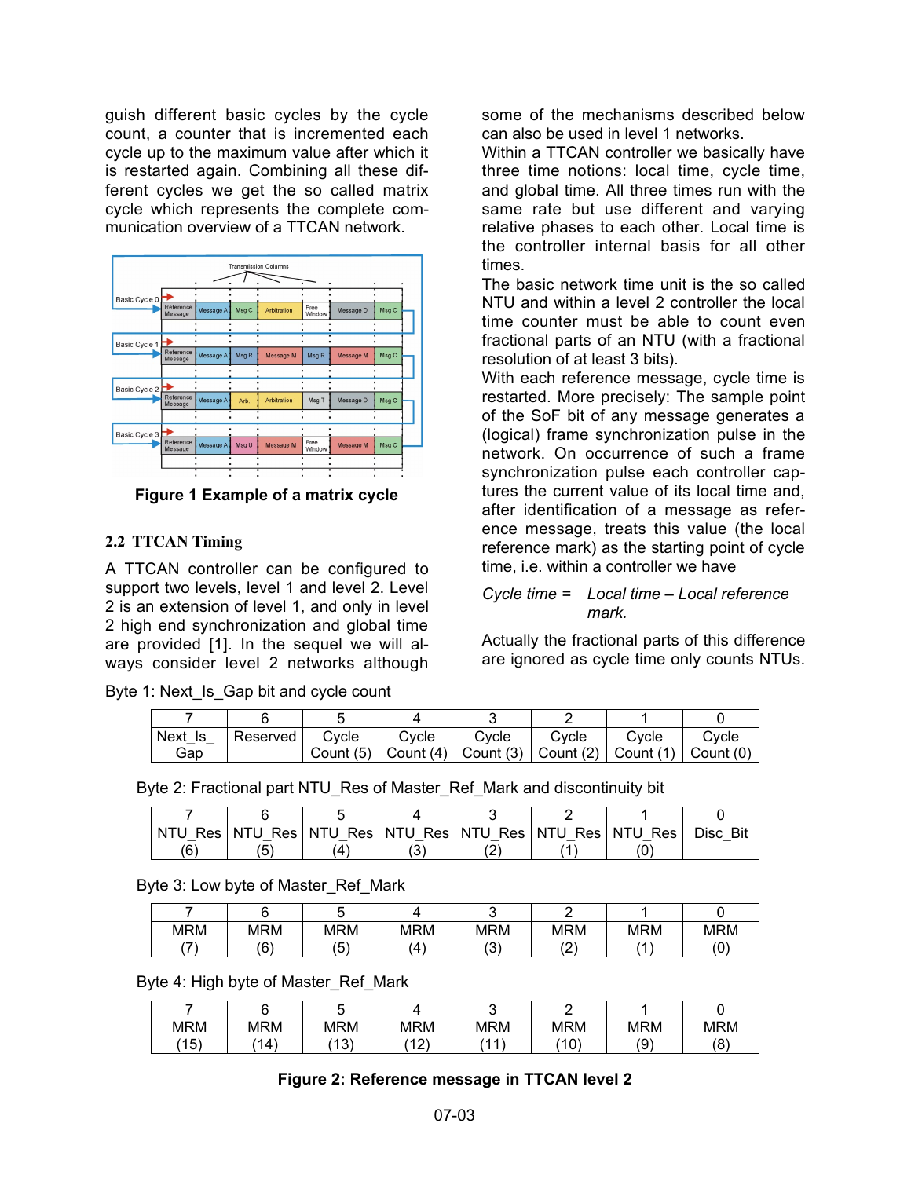guish different basic cycles by the cycle count, a counter that is incremented each cycle up to the maximum value after which it is restarted again. Combining all these different cycles we get the so called matrix cycle which represents the complete communication overview of a TTCAN network.

**Figure 1 Example of a matrix cycle**

## 2.2 TTCAN Timing

A TTCAN controller can be configured to support two levels, level 1 and level 2. Level 2 is an extension of level 1, and only in level 2 high end synchronization and global time are provided [1]. In the sequel we will always consider level 2 networks although some of the mechanisms described below can also be used in level 1 networks.

Within a TTCAN controller we basically have three time notions: local time, cycle time, and global time. All three times run with the same rate but use different and varying relative phases to each other. Local time is the controller internal basis for all other times.

The basic network time unit is the so called NTU and within a level 2 controller the local time counter must be able to count even fractional parts of an NTU (with a fractional resolution of at least 3 bits).

With each reference message, cycle time is restarted. More precisely: The sample point of the SoF bit of any message generates a (logical) frame synchronization pulse in the network. On occurrence of such a frame synchronization pulse each controller captures the current value of its local time and, after identification of a message as reference message, treats this value (the local reference mark) as the starting point of cycle time, i.e. within a controller we have

*Cycle time = Local time – Local reference mark.*

Actually the fractional parts of this difference are ignored as cycle time only counts NTUs.

Byte 1: Next_Is_Gap bit and cycle count

| 7 | 6 | 5 | 4 | 3 | 2 | 1 | 0 |
|---|---|---|---|---|---|---|---|
| Next_Is_Gap | Reserved | Cycle Count (5) | Cycle Count (4) | Cycle Count (3) | Cycle Count (2) | Cycle Count (1) | Cycle Count (0) |

Byte 2: Fractional part NTU_Res of Master_Ref_Mark and discontinuity bit

| 7 | 6 | 5 | 4 | 3 | 2 | 1 | 0 |
|---|---|---|---|---|---|---|---|
| NTU_Res (6) | NTU_Res (5) | NTU_Res (4) | NTU_Res (3) | NTU_Res (2) | NTU_Res (1) | NTU_Res (0) | Disc_Bit |

Byte 3: Low byte of Master_Ref_Mark

| 7 | 6 | 5 | 4 | 3 | 2 | 1 | 0 |
|---|---|---|---|---|---|---|---|
| MRM (7) | MRM (6) | MRM (5) | MRM (4) | MRM (3) | MRM (2) | MRM (1) | MRM (0) |

Byte 4: High byte of Master_Ref_Mark

| 7 | 6 | 5 | 4 | 3 | 2 | 1 | 0 |
|---|---|---|---|---|---|---|---|
| MRM (15) | MRM (14) | MRM (13) | MRM (12) | MRM (11) | MRM (10) | MRM (9) | MRM (8) |

**Figure 2: Reference message in TTCAN level 2**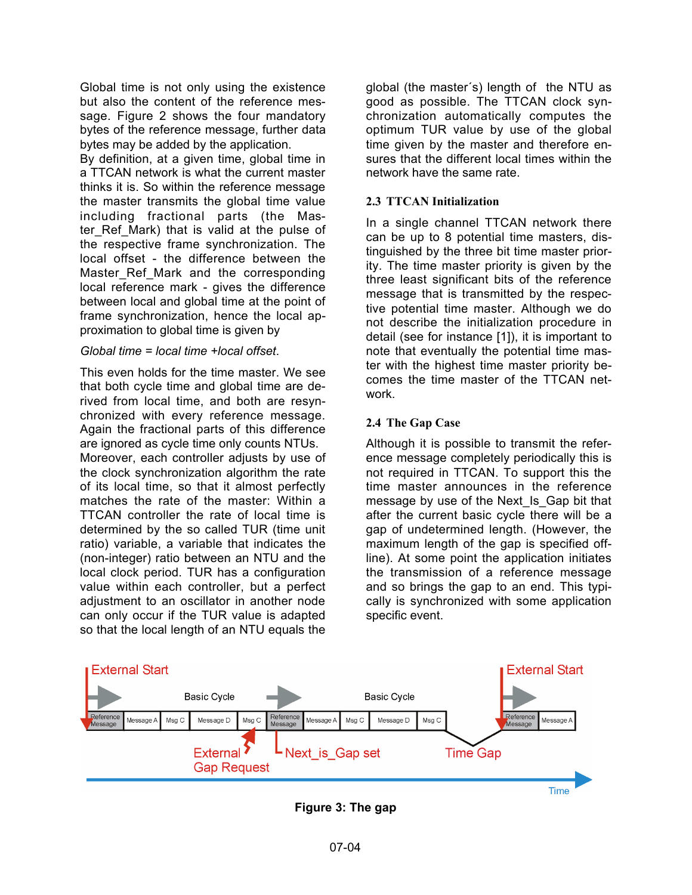Global time is not only using the existence but also the content of the reference message. Figure 2 shows the four mandatory bytes of the reference message, further data bytes may be added by the application.

By definition, at a given time, global time in a TTCAN network is what the current master thinks it is. So within the reference message the master transmits the global time value including fractional parts (the Master_Ref_Mark) that is valid at the pulse of the respective frame synchronization. The local offset - the difference between the Master_Ref_Mark and the corresponding local reference mark - gives the difference between local and global time at the point of frame synchronization, hence the local approximation to global time is given by

*Global time = local time +local offset.*

This even holds for the time master. We see that both cycle time and global time are derived from local time, and both are resynchronized with every reference message. Again the fractional parts of this difference are ignored as cycle time only counts NTUs.

Moreover, each controller adjusts by use of the clock synchronization algorithm the rate of its local time, so that it almost perfectly matches the rate of the master: Within a TTCAN controller the rate of local time is determined by the so called TUR (time unit ratio) variable, a variable that indicates the (non-integer) ratio between an NTU and the local clock period. TUR has a configuration value within each controller, but a perfect adjustment to an oscillator in another node can only occur if the TUR value is adapted so that the local length of an NTU equals the global (the master´s) length of the NTU as good as possible. The TTCAN clock synchronization automatically computes the optimum TUR value by use of the global time given by the master and therefore ensures that the different local times within the network have the same rate.

## 2.3 TTCAN Initialization

In a single channel TTCAN network there can be up to 8 potential time masters, distinguished by the three bit time master priority. The time master priority is given by the three least significant bits of the reference message that is transmitted by the respective potential time master. Although we do not describe the initialization procedure in detail (see for instance [1]), it is important to note that eventually the potential time master with the highest time master priority becomes the time master of the TTCAN network.

## 2.4 The Gap Case

Although it is possible to transmit the reference message completely periodically this is not required in TTCAN. To support this the time master announces in the reference message by use of the Next_Is_Gap bit that after the current basic cycle there will be a gap of undetermined length. (However, the maximum length of the gap is specified offline). At some point the application initiates the transmission of a reference message and so brings the gap to an end. This typically is synchronized with some application specific event.

**Figure 3: The gap**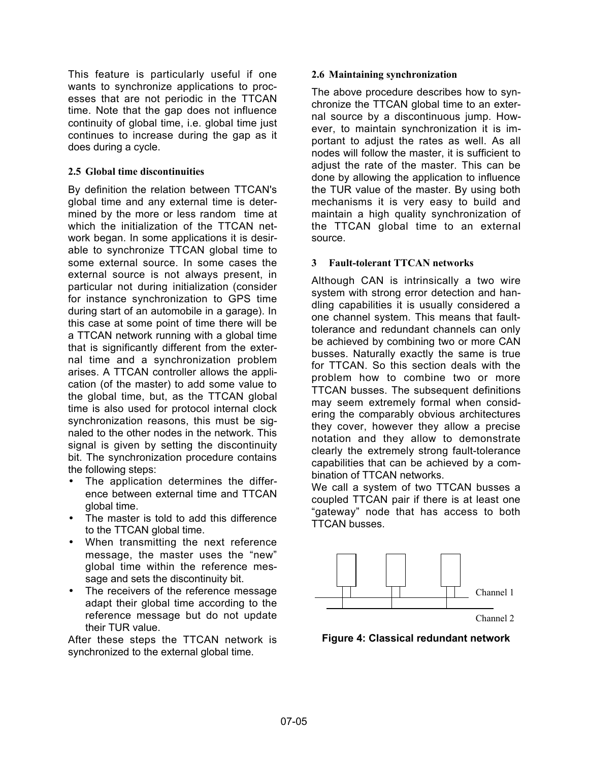This feature is particularly useful if one wants to synchronize applications to processes that are not periodic in the TTCAN time. Note that the gap does not influence continuity of global time, i.e. global time just continues to increase during the gap as it does during a cycle.

### 2.5 Global time discontinuities

By definition the relation between TTCAN's global time and any external time is determined by the more or less random time at which the initialization of the TTCAN network began. In some applications it is desirable to synchronize TTCAN global time to some external source. In some cases the external source is not always present, in particular not during initialization (consider for instance synchronization to GPS time during start of an automobile in a garage). In this case at some point of time there will be a TTCAN network running with a global time that is significantly different from the external time and a synchronization problem arises. A TTCAN controller allows the application (of the master) to add some value to the global time, but, as the TTCAN global time is also used for protocol internal clock synchronization reasons, this must be signaled to the other nodes in the network. This signal is given by setting the discontinuity bit. The synchronization procedure contains the following steps:

- The application determines the difference between external time and TTCAN global time.
- The master is told to add this difference to the TTCAN global time.
- When transmitting the next reference message, the master uses the "new" global time within the reference message and sets the discontinuity bit.
- The receivers of the reference message adapt their global time according to the reference message but do not update their TUR value.

After these steps the TTCAN network is synchronized to the external global time.

### 2.6 Maintaining synchronization

The above procedure describes how to synchronize the TTCAN global time to an external source by a discontinuous jump. However, to maintain synchronization it is important to adjust the rates as well. As all nodes will follow the master, it is sufficient to adjust the rate of the master. This can be done by allowing the application to influence the TUR value of the master. By using both mechanisms it is very easy to build and maintain a high quality synchronization of the TTCAN global time to an external source.

## 3 Fault-tolerant TTCAN networks

Although CAN is intrinsically a two wire system with strong error detection and handling capabilities it is usually considered a one channel system. This means that fault-tolerance and redundant channels can only be achieved by combining two or more CAN busses. Naturally exactly the same is true for TTCAN. So this section deals with the problem how to combine two or more TTCAN busses. The subsequent definitions may seem extremely formal when considering the comparably obvious architectures they cover, however they allow a precise notation and they allow to demonstrate clearly the extremely strong fault-tolerance capabilities that can be achieved by a combination of TTCAN networks.

We call a system of two TTCAN busses a coupled TTCAN pair if there is at least one "gateway" node that has access to both TTCAN busses.

Channel 1

Channel 2

**Figure 4: Classical redundant network**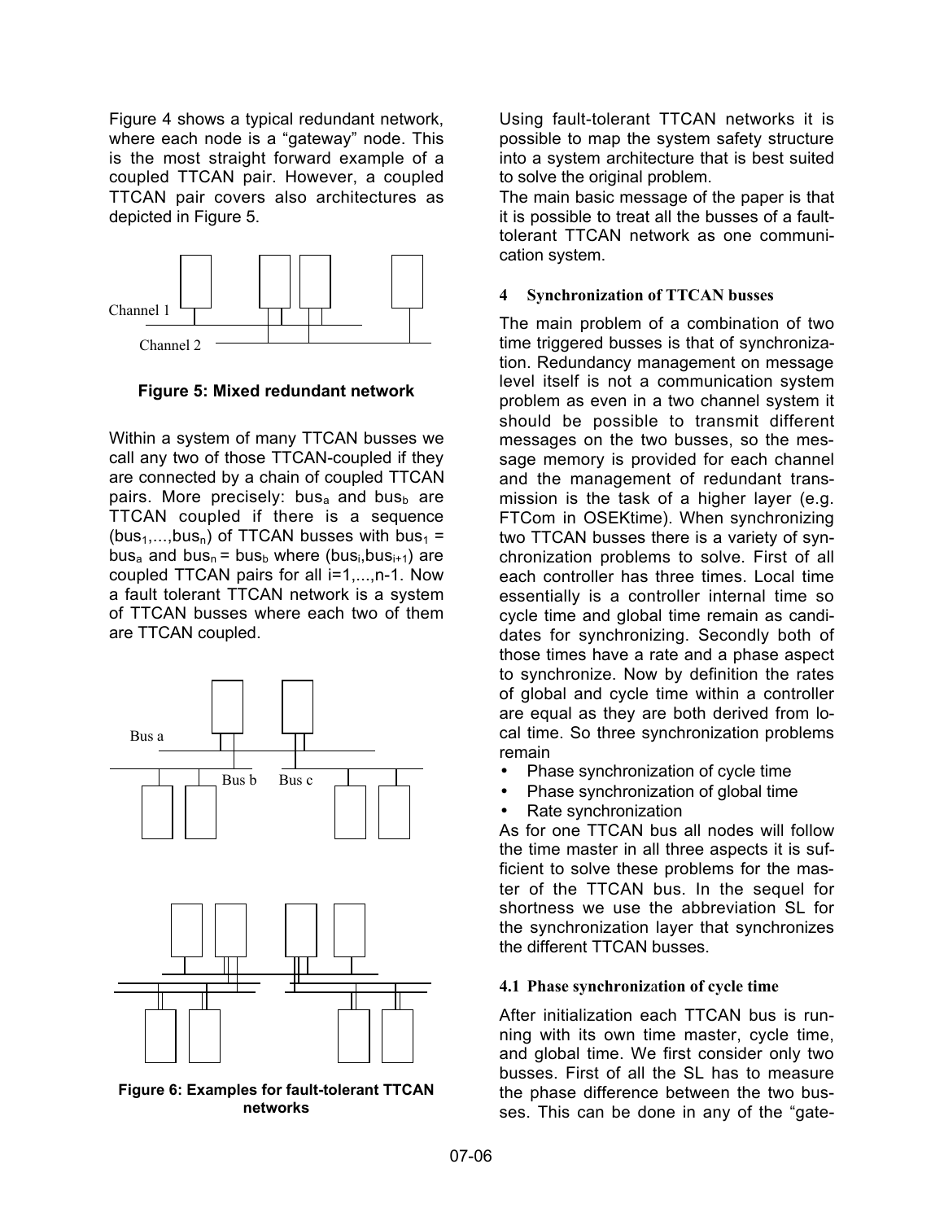Figure 4 shows a typical redundant network, where each node is a "gateway" node. This is the most straight forward example of a coupled TTCAN pair. However, a coupled TTCAN pair covers also architectures as depicted in Figure 5.

**Figure 5: Mixed redundant network**

Within a system of many TTCAN busses we call any two of those TTCAN-coupled if they are connected by a chain of coupled TTCAN pairs. More precisely: $bus_a$ and $bus_b$ are TTCAN coupled if there is a sequence $(bus_1,...,bus_n)$ of TTCAN busses with $bus_1 = bus_a$ and $bus_n = bus_b$ where $(bus_i,bus_{i+1})$ are coupled TTCAN pairs for all $i=1,...,n-1$. Now a fault tolerant TTCAN network is a system of TTCAN busses where each two of them are TTCAN coupled.

**Figure 6: Examples for fault-tolerant TTCAN networks**

Using fault-tolerant TTCAN networks it is possible to map the system safety structure into a system architecture that is best suited to solve the original problem.

The main basic message of the paper is that it is possible to treat all the busses of a fault-tolerant TTCAN network as one communication system.

## 4 Synchronization of TTCAN busses

The main problem of a combination of two time triggered busses is that of synchronization. Redundancy management on message level itself is not a communication system problem as even in a two channel system it should be possible to transmit different messages on the two busses, so the message memory is provided for each channel and the management of redundant transmission is the task of a higher layer (e.g. FTCom in OSEKtime). When synchronizing two TTCAN busses there is a variety of synchronization problems to solve. First of all each controller has three times. Local time essentially is a controller internal time so cycle time and global time remain as candidates for synchronizing. Secondly both of those times have a rate and a phase aspect to synchronize. Now by definition the rates of global and cycle time within a controller are equal as they are both derived from local time. So three synchronization problems remain

- Phase synchronization of cycle time
- Phase synchronization of global time
- Rate synchronization

As for one TTCAN bus all nodes will follow the time master in all three aspects it is sufficient to solve these problems for the master of the TTCAN bus. In the sequel for shortness we use the abbreviation SL for the synchronization layer that synchronizes the different TTCAN busses.

### 4.1 Phase synchronization of cycle time

After initialization each TTCAN bus is running with its own time master, cycle time, and global time. We first consider only two busses. First of all the SL has to measure the phase difference between the two busses. This can be done in any of the "gate-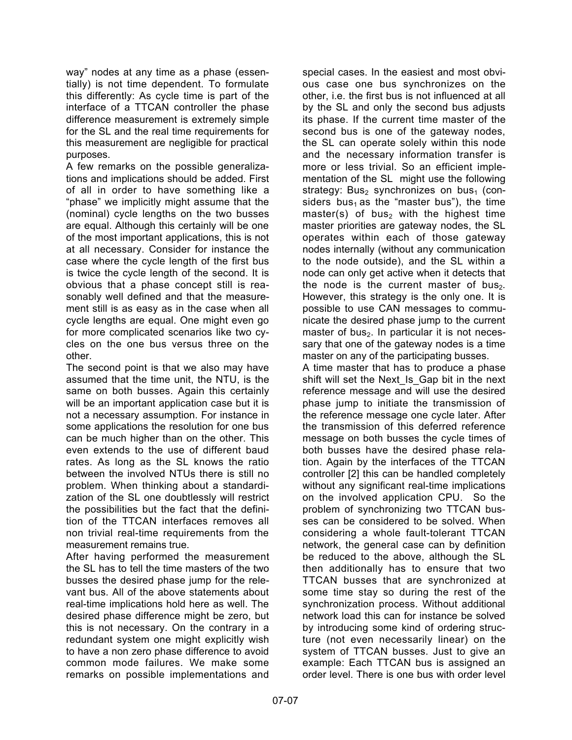way" nodes at any time as a phase (essentially) is not time dependent. To formulate this differently: As cycle time is part of the interface of a TTCAN controller the phase difference measurement is extremely simple for the SL and the real time requirements for this measurement are negligible for practical purposes.

A few remarks on the possible generalizations and implications should be added. First of all in order to have something like a "phase" we implicitly might assume that the (nominal) cycle lengths on the two busses are equal. Although this certainly will be one of the most important applications, this is not at all necessary. Consider for instance the case where the cycle length of the first bus is twice the cycle length of the second. It is obvious that a phase concept still is reasonably well defined and that the measurement still is as easy as in the case when all cycle lengths are equal. One might even go for more complicated scenarios like two cycles on the one bus versus three on the other.

The second point is that we also may have assumed that the time unit, the NTU, is the same on both busses. Again this certainly will be an important application case but it is not a necessary assumption. For instance in some applications the resolution for one bus can be much higher than on the other. This even extends to the use of different baud rates. As long as the SL knows the ratio between the involved NTUs there is still no problem. When thinking about a standardization of the SL one doubtlessly will restrict the possibilities but the fact that the definition of the TTCAN interfaces removes all non trivial real-time requirements from the measurement remains true.

After having performed the measurement the SL has to tell the time masters of the two busses the desired phase jump for the relevant bus. All of the above statements about real-time implications hold here as well. The desired phase difference might be zero, but this is not necessary. On the contrary in a redundant system one might explicitly wish to have a non zero phase difference to avoid common mode failures. We make some remarks on possible implementations and special cases. In the easiest and most obvious case one bus synchronizes on the other, i.e. the first bus is not influenced at all by the SL and only the second bus adjusts its phase. If the current time master of the second bus is one of the gateway nodes, the SL can operate solely within this node and the necessary information transfer is more or less trivial. So an efficient implementation of the SL might use the following strategy: $\text{Bus}_2$ synchronizes on $\text{bus}_1$ (considers $\text{bus}_1$ as the "master bus"), the time master(s) of $\text{bus}_2$ with the highest time master priorities are gateway nodes, the SL operates within each of those gateway nodes internally (without any communication to the node outside), and the SL within a node can only get active when it detects that the node is the current master of $\text{bus}_2$. However, this strategy is the only one. It is possible to use CAN messages to communicate the desired phase jump to the current master of $\text{bus}_2$. In particular it is not necessary that one of the gateway nodes is a time master on any of the participating busses.

A time master that has to produce a phase shift will set the Next_Is_Gap bit in the next reference message and will use the desired phase jump to initiate the transmission of the reference message one cycle later. After the transmission of this deferred reference message on both busses the cycle times of both busses have the desired phase relation. Again by the interfaces of the TTCAN controller [2] this can be handled completely without any significant real-time implications on the involved application CPU. So the problem of synchronizing two TTCAN busses can be considered to be solved. When considering a whole fault-tolerant TTCAN network, the general case can by definition be reduced to the above, although the SL then additionally has to ensure that two TTCAN busses that are synchronized at some time stay so during the rest of the synchronization process. Without additional network load this can for instance be solved by introducing some kind of ordering structure (not even necessarily linear) on the system of TTCAN busses. Just to give an example: Each TTCAN bus is assigned an order level. There is one bus with order level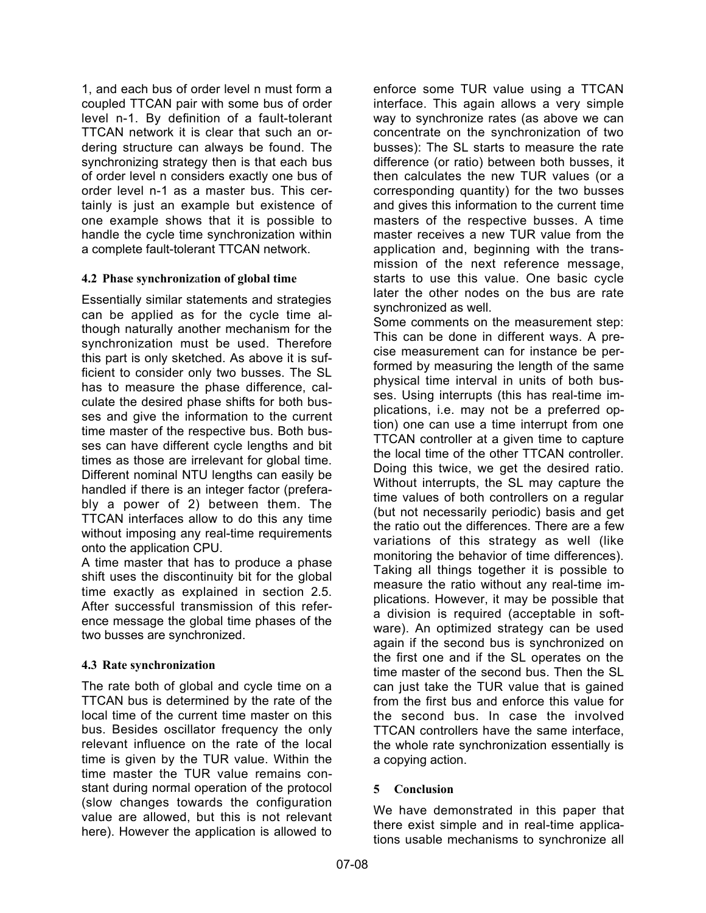1, and each bus of order level n must form a coupled TTCAN pair with some bus of order level n-1. By definition of a fault-tolerant TTCAN network it is clear that such an ordering structure can always be found. The synchronizing strategy then is that each bus of order level n considers exactly one bus of order level n-1 as a master bus. This certainly is just an example but existence of one example shows that it is possible to handle the cycle time synchronization within a complete fault-tolerant TTCAN network.

### 4.2 Phase synchronization of global time

Essentially similar statements and strategies can be applied as for the cycle time although naturally another mechanism for the synchronization must be used. Therefore this part is only sketched. As above it is sufficient to consider only two busses. The SL has to measure the phase difference, calculate the desired phase shifts for both busses and give the information to the current time master of the respective bus. Both busses can have different cycle lengths and bit times as those are irrelevant for global time. Different nominal NTU lengths can easily be handled if there is an integer factor (preferably a power of 2) between them. The TTCAN interfaces allow to do this any time without imposing any real-time requirements onto the application CPU.
A time master that has to produce a phase shift uses the discontinuity bit for the global time exactly as explained in section 2.5. After successful transmission of this reference message the global time phases of the two busses are synchronized.

### 4.3 Rate synchronization

The rate both of global and cycle time on a TTCAN bus is determined by the rate of the local time of the current time master on this bus. Besides oscillator frequency the only relevant influence on the rate of the local time is given by the TUR value. Within the time master the TUR value remains constant during normal operation of the protocol (slow changes towards the configuration value are allowed, but this is not relevant here). However the application is allowed to enforce some TUR value using a TTCAN interface. This again allows a very simple way to synchronize rates (as above we can concentrate on the synchronization of two busses): The SL starts to measure the rate difference (or ratio) between both busses, it then calculates the new TUR values (or a corresponding quantity) for the two busses and gives this information to the current time masters of the respective busses. A time master receives a new TUR value from the application and, beginning with the transmission of the next reference message, starts to use this value. One basic cycle later the other nodes on the bus are rate synchronized as well.
Some comments on the measurement step: This can be done in different ways. A precise measurement can for instance be performed by measuring the length of the same physical time interval in units of both busses. Using interrupts (this has real-time implications, i.e. may not be a preferred option) one can use a time interrupt from one TTCAN controller at a given time to capture the local time of the other TTCAN controller. Doing this twice, we get the desired ratio. Without interrupts, the SL may capture the time values of both controllers on a regular (but not necessarily periodic) basis and get the ratio out the differences. There are a few variations of this strategy as well (like monitoring the behavior of time differences). Taking all things together it is possible to measure the ratio without any real-time implications. However, it may be possible that a division is required (acceptable in software). An optimized strategy can be used again if the second bus is synchronized on the first one and if the SL operates on the time master of the second bus. Then the SL can just take the TUR value that is gained from the first bus and enforce this value for the second bus. In case the involved TTCAN controllers have the same interface, the whole rate synchronization essentially is a copying action.

## 5 Conclusion

We have demonstrated in this paper that there exist simple and in real-time applications usable mechanisms to synchronize all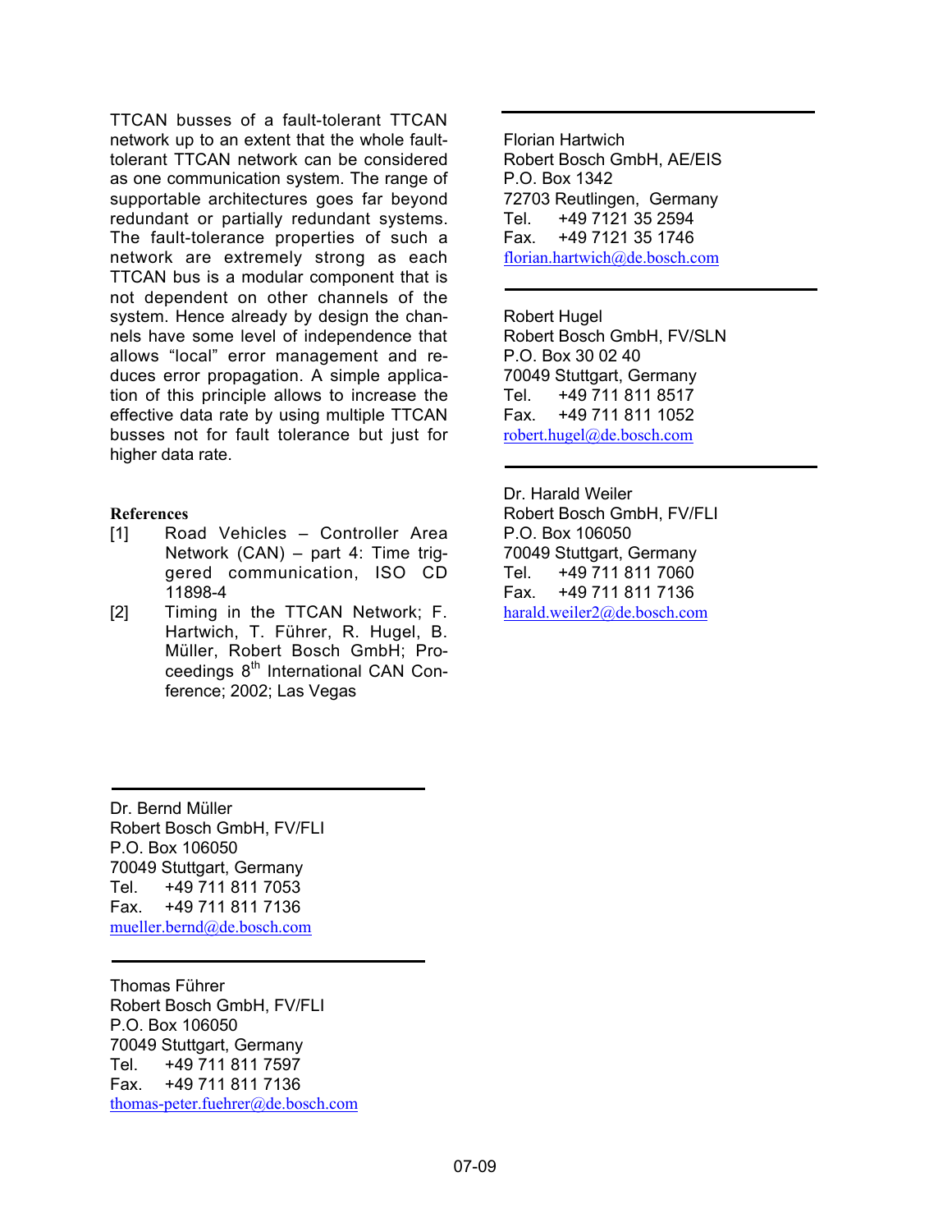TTCAN busses of a fault-tolerant TTCAN network up to an extent that the whole fault-tolerant TTCAN network can be considered as one communication system. The range of supportable architectures goes far beyond redundant or partially redundant systems. The fault-tolerance properties of such a network are extremely strong as each TTCAN bus is a modular component that is not dependent on other channels of the system. Hence already by design the channels have some level of independence that allows "local" error management and reduces error propagation. A simple application of this principle allows to increase the effective data rate by using multiple TTCAN busses not for fault tolerance but just for higher data rate.

**References**

[1] Road Vehicles – Controller Area Network (CAN) – part 4: Time triggered communication, ISO CD 11898-4

[2] Timing in the TTCAN Network; F. Hartwich, T. Führer, R. Hugel, B. Müller, Robert Bosch GmbH; Proceedings 8th International CAN Conference; 2002; Las Vegas

---

Dr. Bernd Müller
Robert Bosch GmbH, FV/FLI
P.O. Box 106050
70049 Stuttgart, Germany
Tel. +49 711 811 7053
Fax. +49 711 811 7136
mueller.bernd@de.bosch.com

---

Thomas Führer
Robert Bosch GmbH, FV/FLI
P.O. Box 106050
70049 Stuttgart, Germany
Tel. +49 711 811 7597
Fax. +49 711 811 7136
thomas-peter.fuehrer@de.bosch.com

---

Florian Hartwich
Robert Bosch GmbH, AE/EIS
P.O. Box 1342
72703 Reutlingen, Germany
Tel. +49 7121 35 2594
Fax. +49 7121 35 1746
florian.hartwich@de.bosch.com

---

Robert Hugel
Robert Bosch GmbH, FV/SLN
P.O. Box 30 02 40
70049 Stuttgart, Germany
Tel. +49 711 811 8517
Fax. +49 711 811 1052
robert.hugel@de.bosch.com

---

Dr. Harald Weiler
Robert Bosch GmbH, FV/FLI
P.O. Box 106050
70049 Stuttgart, Germany
Tel. +49 711 811 7060
Fax. +49 711 811 7136
harald.weiler2@de.bosch.com